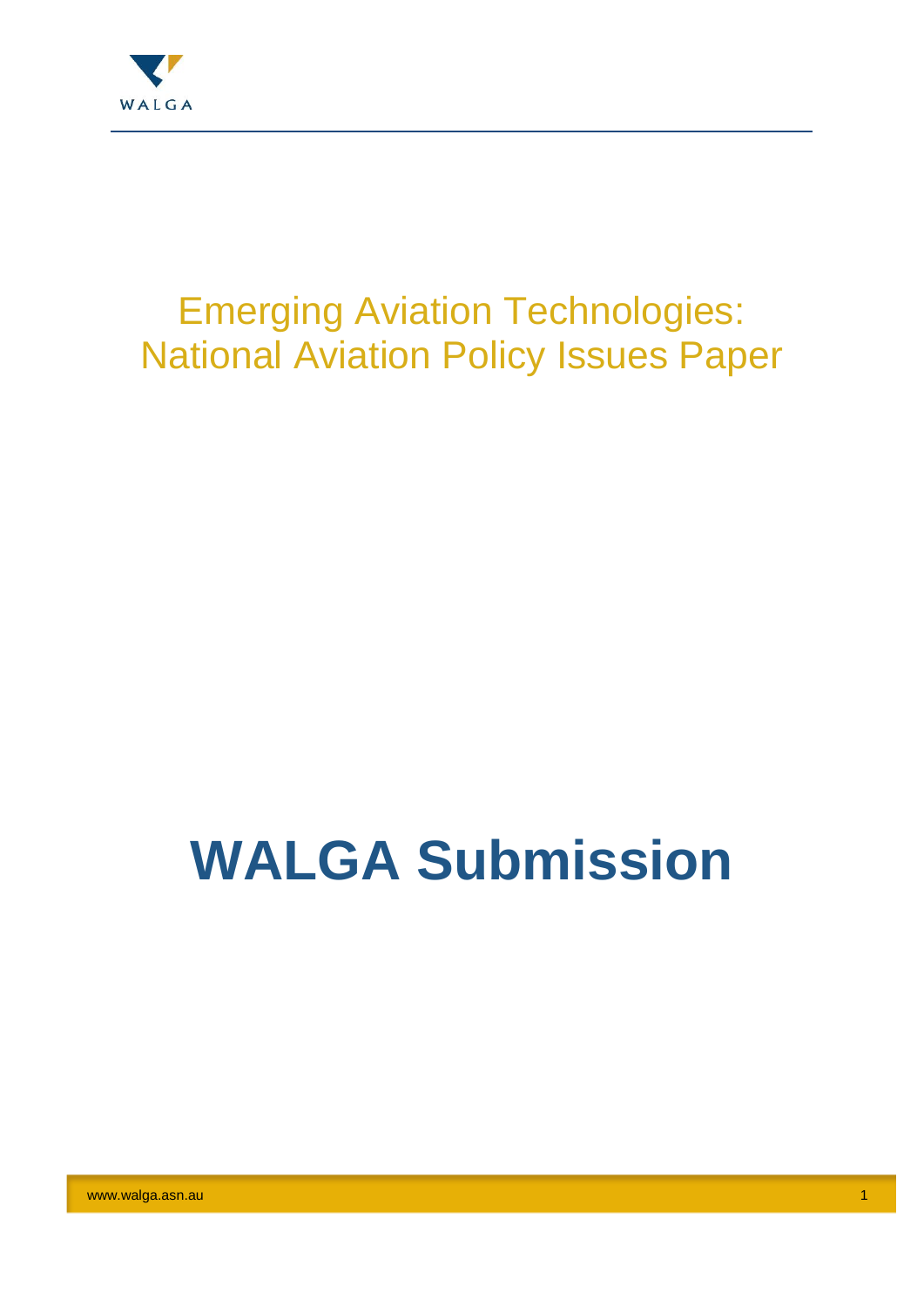WALGA

# Emerging Aviation Technologies: National Aviation Policy Issues Paper

# WALGA Submission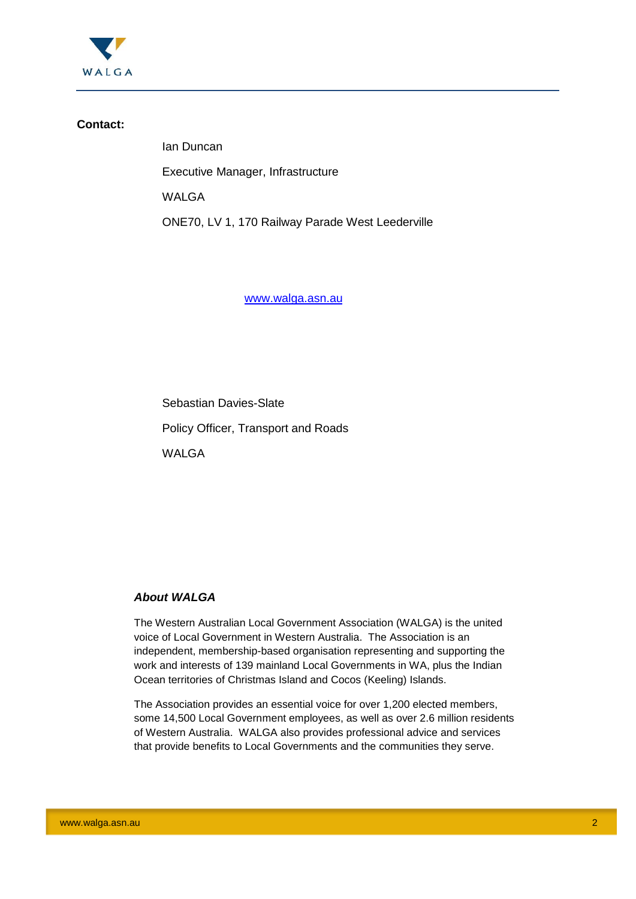**Contact:**

Ian Duncan

Executive Manager, Infrastructure

WALGA

ONE70, LV 1, 170 Railway Parade West Leederville

[www.walga.asn.au](http://www.walga.asn.au)

Sebastian Davies-Slate

Policy Officer, Transport and Roads

WALGA

### *About WALGA*

The Western Australian Local Government Association (WALGA) is the united voice of Local Government in Western Australia. The Association is an independent, membership-based organisation representing and supporting the work and interests of 139 mainland Local Governments in WA, plus the Indian Ocean territories of Christmas Island and Cocos (Keeling) Islands.

The Association provides an essential voice for over 1,200 elected members, some 14,500 Local Government employees, as well as over 2.6 million residents of Western Australia. WALGA also provides professional advice and services that provide benefits to Local Governments and the communities they serve.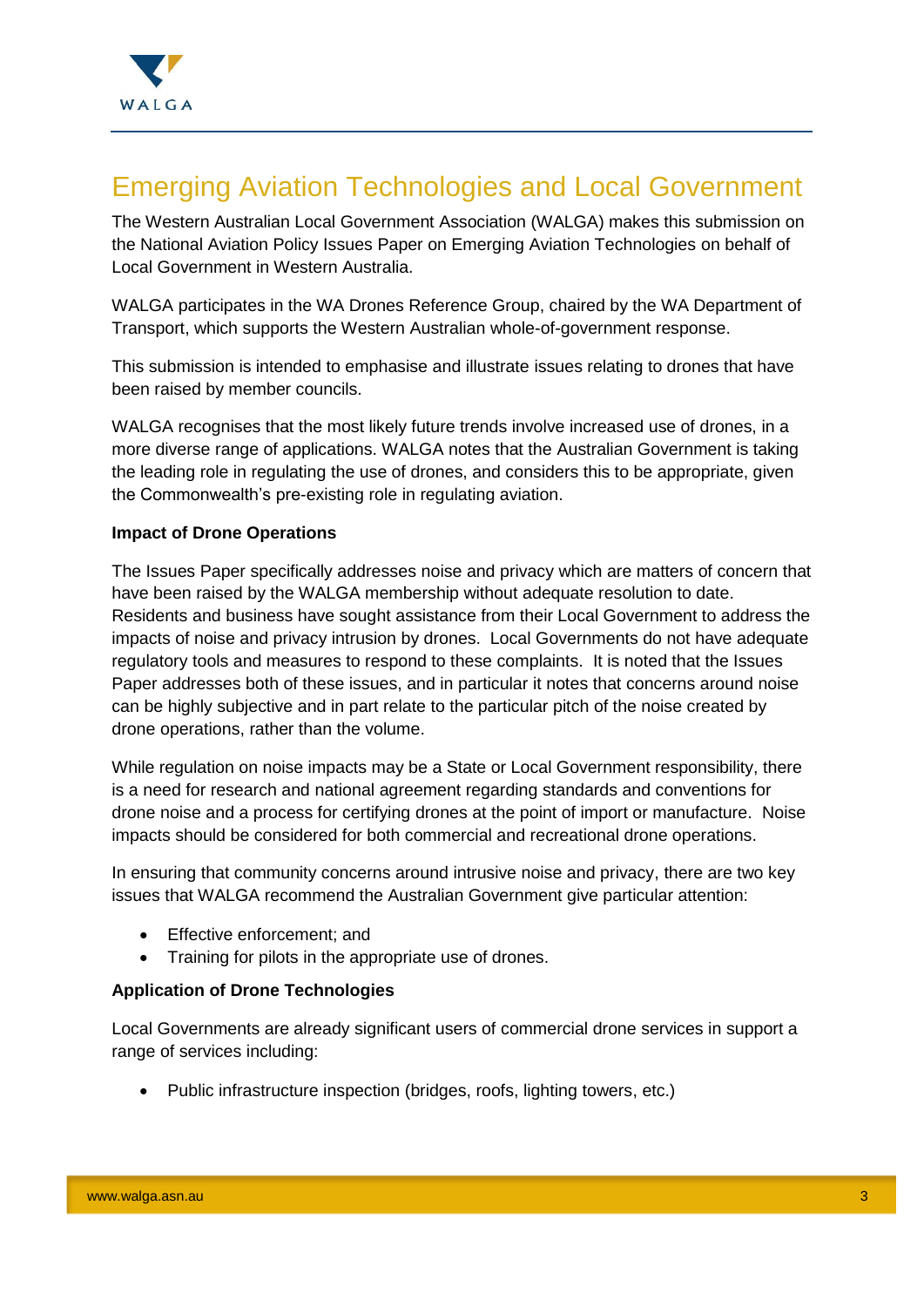# Emerging Aviation Technologies and Local Government

The Western Australian Local Government Association (WALGA) makes this submission on the National Aviation Policy Issues Paper on Emerging Aviation Technologies on behalf of Local Government in Western Australia.

WALGA participates in the WA Drones Reference Group, chaired by the WA Department of Transport, which supports the Western Australian whole-of-government response.

This submission is intended to emphasise and illustrate issues relating to drones that have been raised by member councils.

WALGA recognises that the most likely future trends involve increased use of drones, in a more diverse range of applications. WALGA notes that the Australian Government is taking the leading role in regulating the use of drones, and considers this to be appropriate, given the Commonwealth's pre-existing role in regulating aviation.

**Impact of Drone Operations**

The Issues Paper specifically addresses noise and privacy which are matters of concern that have been raised by the WALGA membership without adequate resolution to date. Residents and business have sought assistance from their Local Government to address the impacts of noise and privacy intrusion by drones. Local Governments do not have adequate regulatory tools and measures to respond to these complaints. It is noted that the Issues Paper addresses both of these issues, and in particular it notes that concerns around noise can be highly subjective and in part relate to the particular pitch of the noise created by drone operations, rather than the volume.

While regulation on noise impacts may be a State or Local Government responsibility, there is a need for research and national agreement regarding standards and conventions for drone noise and a process for certifying drones at the point of import or manufacture. Noise impacts should be considered for both commercial and recreational drone operations.

In ensuring that community concerns around intrusive noise and privacy, there are two key issues that WALGA recommend the Australian Government give particular attention:

- Effective enforcement; and
- Training for pilots in the appropriate use of drones.

**Application of Drone Technologies**

Local Governments are already significant users of commercial drone services in support a range of services including:

- Public infrastructure inspection (bridges, roofs, lighting towers, etc.)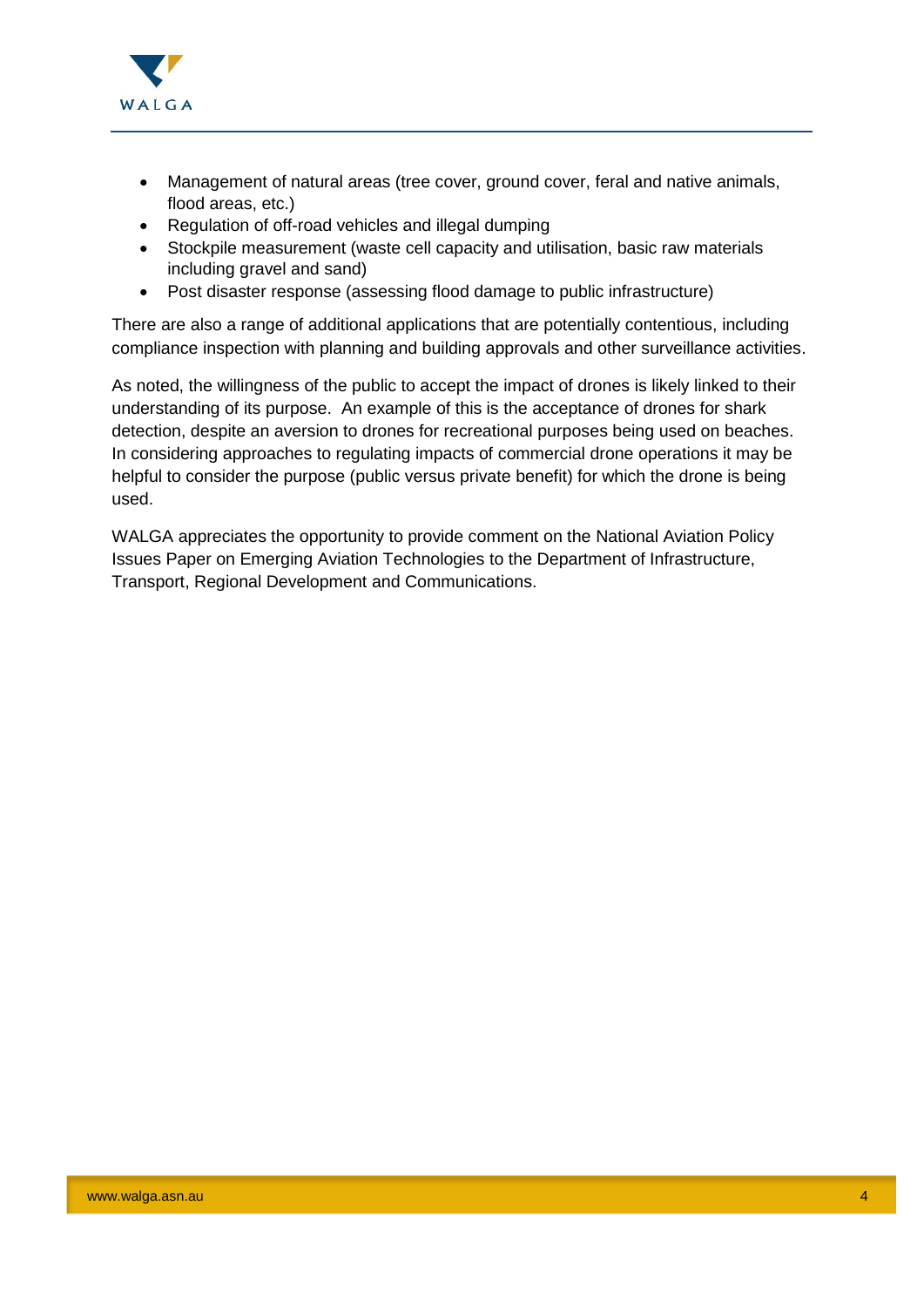- Management of natural areas (tree cover, ground cover, feral and native animals, flood areas, etc.)
- Regulation of off-road vehicles and illegal dumping
- Stockpile measurement (waste cell capacity and utilisation, basic raw materials including gravel and sand)
- Post disaster response (assessing flood damage to public infrastructure)

There are also a range of additional applications that are potentially contentious, including compliance inspection with planning and building approvals and other surveillance activities.

As noted, the willingness of the public to accept the impact of drones is likely linked to their understanding of its purpose. An example of this is the acceptance of drones for shark detection, despite an aversion to drones for recreational purposes being used on beaches. In considering approaches to regulating impacts of commercial drone operations it may be helpful to consider the purpose (public versus private benefit) for which the drone is being used.

WALGA appreciates the opportunity to provide comment on the National Aviation Policy Issues Paper on Emerging Aviation Technologies to the Department of Infrastructure, Transport, Regional Development and Communications.